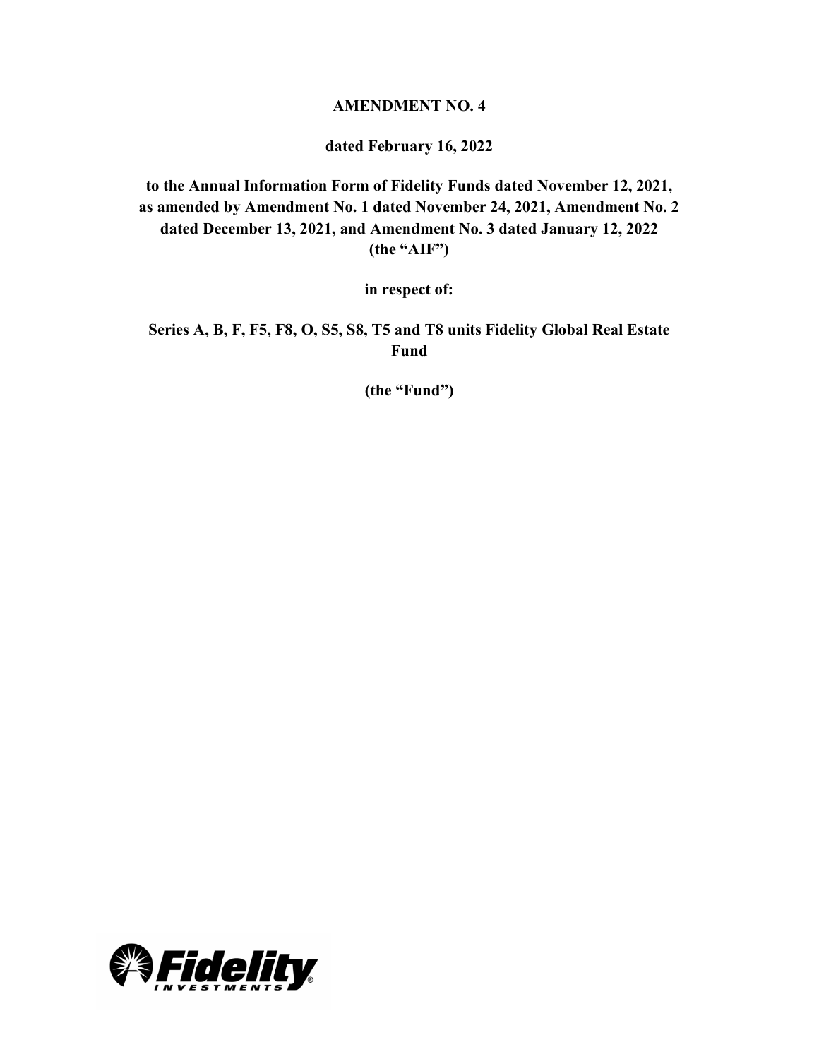**AMENDMENT NO. 4**

**dated February 16, 2022**

**to the Annual Information Form of Fidelity Funds dated November 12, 2021, as amended by Amendment No. 1 dated November 24, 2021, Amendment No. 2 dated December 13, 2021, and Amendment No. 3 dated January 12, 2022 (the "AIF")**

**in respect of:**

**Series A, B, F, F5, F8, O, S5, S8, T5 and T8 units Fidelity Global Real Estate Fund**

**(the "Fund")**

Fidelity INVESTMENTS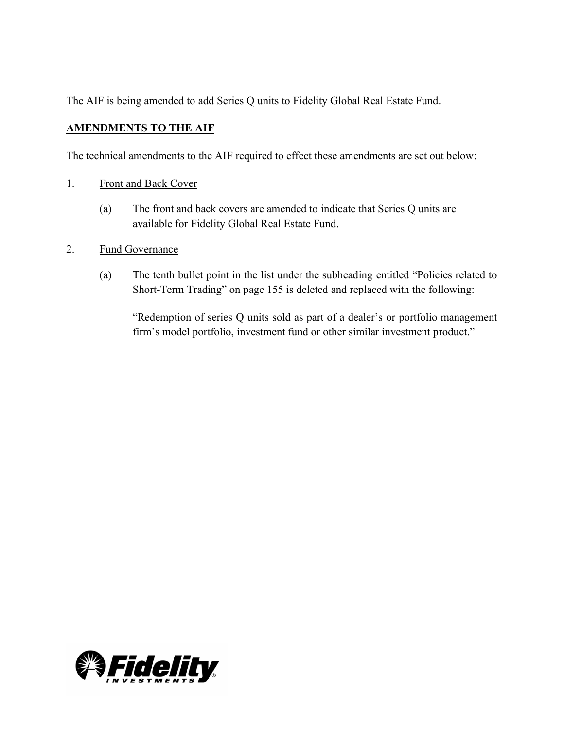The AIF is being amended to add Series Q units to Fidelity Global Real Estate Fund.

## AMENDMENTS TO THE AIF

The technical amendments to the AIF required to effect these amendments are set out below:

1. Front and Back Cover

   (a) The front and back covers are amended to indicate that Series Q units are available for Fidelity Global Real Estate Fund.

2. Fund Governance

   (a) The tenth bullet point in the list under the subheading entitled "Policies related to Short-Term Trading" on page 155 is deleted and replaced with the following:

   "Redemption of series Q units sold as part of a dealer's or portfolio management firm's model portfolio, investment fund or other similar investment product."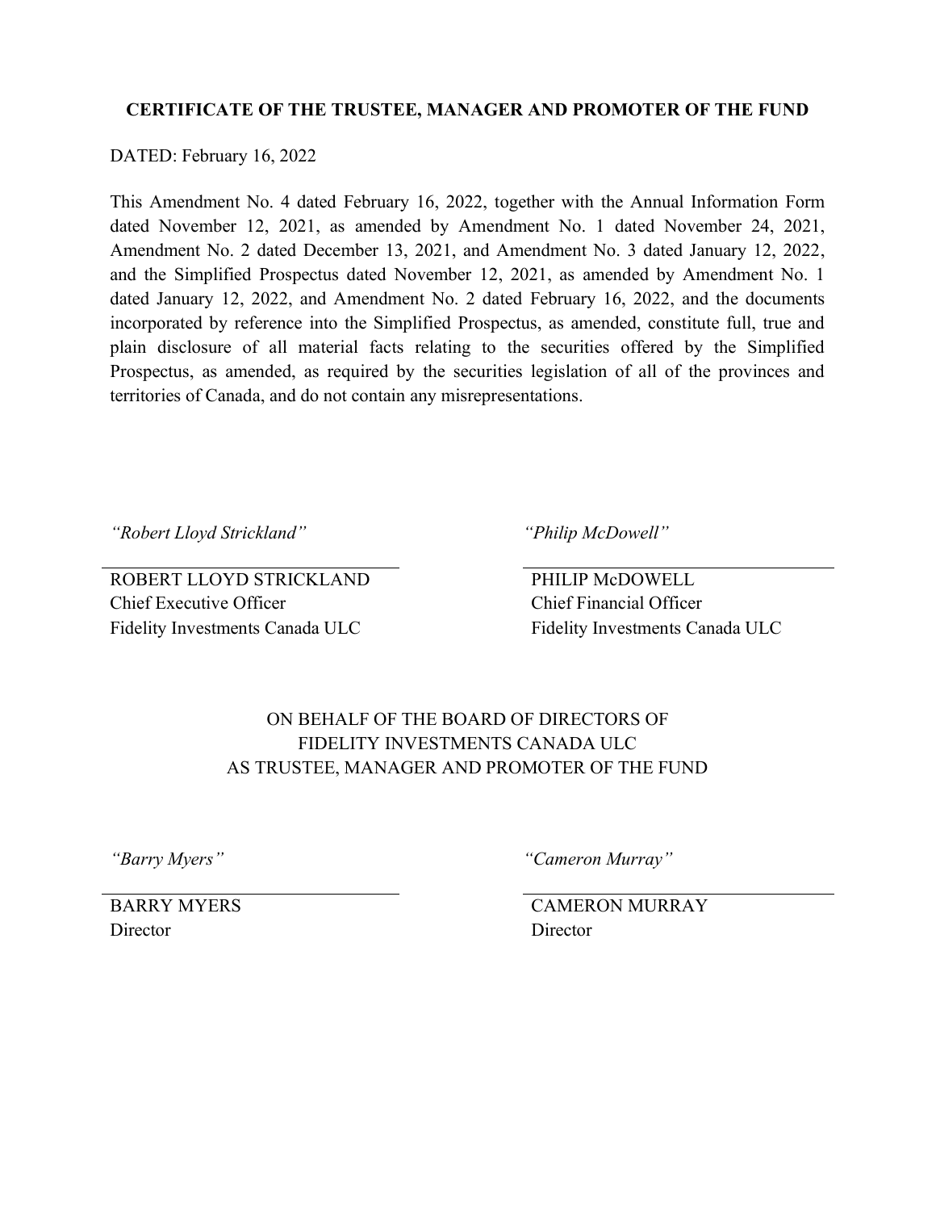**CERTIFICATE OF THE TRUSTEE, MANAGER AND PROMOTER OF THE FUND**

DATED: February 16, 2022

This Amendment No. 4 dated February 16, 2022, together with the Annual Information Form dated November 12, 2021, as amended by Amendment No. 1 dated November 24, 2021, Amendment No. 2 dated December 13, 2021, and Amendment No. 3 dated January 12, 2022, and the Simplified Prospectus dated November 12, 2021, as amended by Amendment No. 1 dated January 12, 2022, and Amendment No. 2 dated February 16, 2022, and the documents incorporated by reference into the Simplified Prospectus, as amended, constitute full, true and plain disclosure of all material facts relating to the securities offered by the Simplified Prospectus, as amended, as required by the securities legislation of all of the provinces and territories of Canada, and do not contain any misrepresentations.

*"Robert Lloyd Strickland"*

ROBERT LLOYD STRICKLAND
Chief Executive Officer
Fidelity Investments Canada ULC

*"Philip McDowell"*

PHILIP McDOWELL
Chief Financial Officer
Fidelity Investments Canada ULC

ON BEHALF OF THE BOARD OF DIRECTORS OF
FIDELITY INVESTMENTS CANADA ULC
AS TRUSTEE, MANAGER AND PROMOTER OF THE FUND

*"Barry Myers"*

BARRY MYERS
Director

*"Cameron Murray"*

CAMERON MURRAY
Director